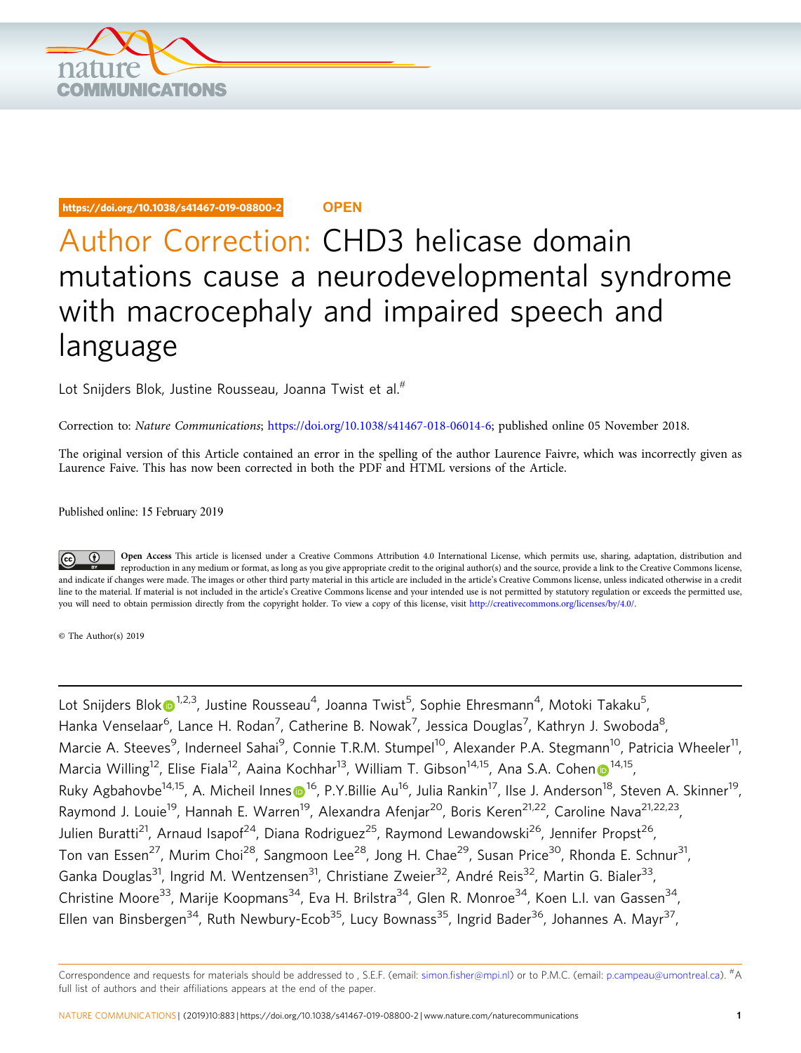https://doi.org/10.1038/s41467-019-08800-2 **OPEN**

# Author Correction: CHD3 helicase domain mutations cause a neurodevelopmental syndrome with macrocephaly and impaired speech and language

Lot Snijders Blok, Justine Rousseau, Joanna Twist et al.#

Correction to: *Nature Communications*; https://doi.org/10.1038/s41467-018-06014-6; published online 05 November 2018.

The original version of this Article contained an error in the spelling of the author Laurence Faivre, which was incorrectly given as Laurence Faive. This has now been corrected in both the PDF and HTML versions of the Article.

Published online: 15 February 2019

**Open Access** This article is licensed under a Creative Commons Attribution 4.0 International License, which permits use, sharing, adaptation, distribution and reproduction in any medium or format, as long as you give appropriate credit to the original author(s) and the source, provide a link to the Creative Commons license, and indicate if changes were made. The images or other third party material in this article are included in the article's Creative Commons license, unless indicated otherwise in a credit line to the material. If material is not included in the article's Creative Commons license and your intended use is not permitted by statutory regulation or exceeds the permitted use, you will need to obtain permission directly from the copyright holder. To view a copy of this license, visit http://creativecommons.org/licenses/by/4.0/.

© The Author(s) 2019

---

Lot Snijders Blok[1,2,3], Justine Rousseau[4], Joanna Twist[5], Sophie Ehresmann[4], Motoki Takaku[5], Hanka Venselaar[6], Lance H. Rodan[7], Catherine B. Nowak[7], Jessica Douglas[7], Kathryn J. Swoboda[8], Marcie A. Steeves[9], Inderneel Sahai[9], Connie T.R.M. Stumpel[10], Alexander P.A. Stegmann[10], Patricia Wheeler[11], Marcia Willing[12], Elise Fiala[12], Aaina Kochhar[13], William T. Gibson[14,15], Ana S.A. Cohen[14,15], Ruky Agbahovbe[14,15], A. Micheil Innes[16], P.Y.Billie Au[16], Julia Rankin[17], Ilse J. Anderson[18], Steven A. Skinner[19], Raymond J. Louie[19], Hannah E. Warren[19], Alexandra Afenjar[20], Boris Keren[21,22], Caroline Nava[21,22,23], Julien Buratti[21], Arnaud Isapof[24], Diana Rodriguez[25], Raymond Lewandowski[26], Jennifer Propst[26], Ton van Essen[27], Murim Choi[28], Sangmoon Lee[28], Jong H. Chae[29], Susan Price[30], Rhonda E. Schnur[31], Ganka Douglas[31], Ingrid M. Wentzensen[31], Christiane Zweier[32], André Reis[32], Martin G. Bialer[33], Christine Moore[33], Marije Koopmans[34], Eva H. Brilstra[34], Glen R. Monroe[34], Koen L.I. van Gassen[34], Ellen van Binsbergen[34], Ruth Newbury-Ecob[35], Lucy Bownass[35], Ingrid Bader[36], Johannes A. Mayr[37],

Correspondence and requests for materials should be addressed to , S.E.F. (email: simon.fisher@mpi.nl) or to P.M.C. (email: p.campeau@umontreal.ca). #A full list of authors and their affiliations appears at the end of the paper.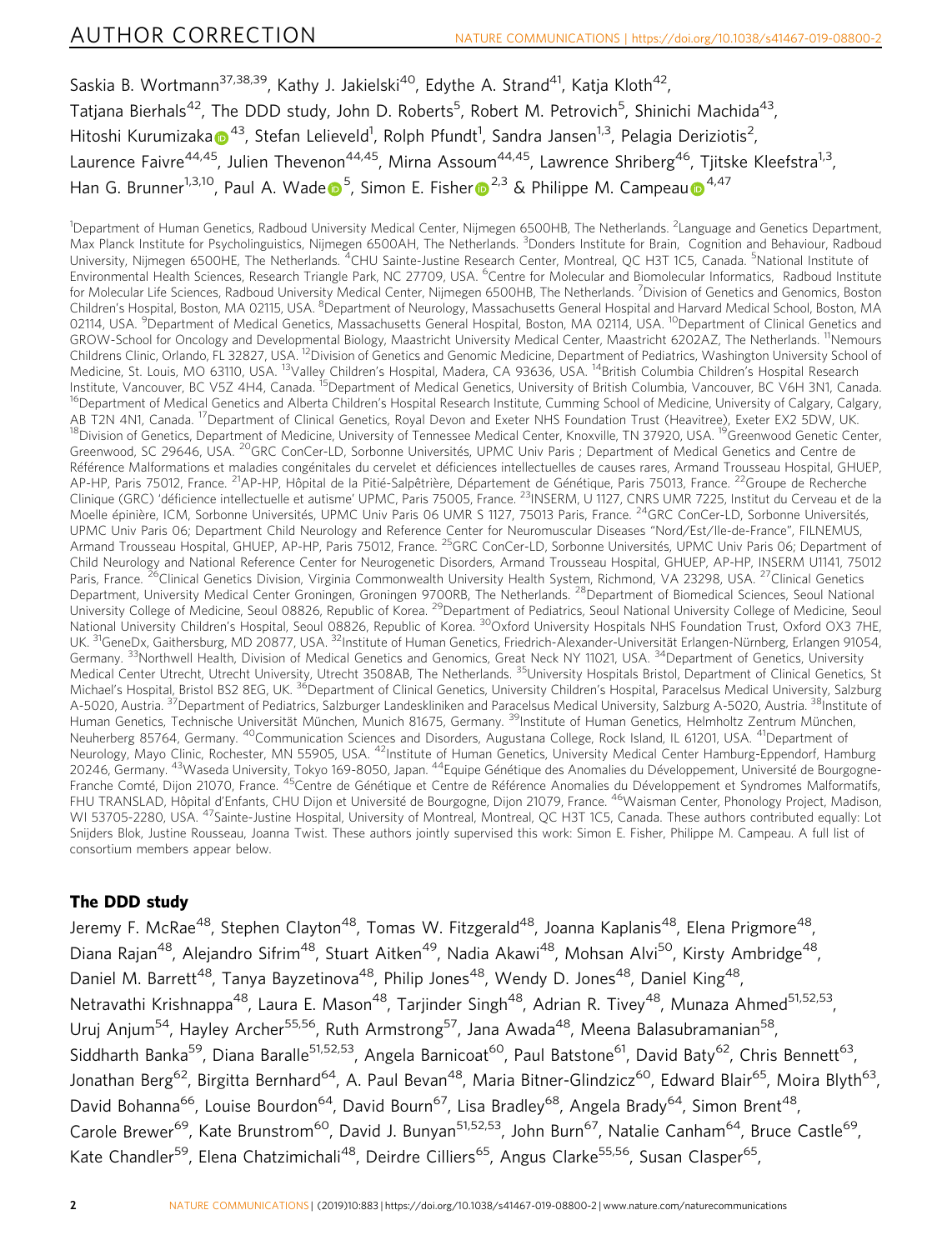Saskia B. Wortmann[37,38,39], Kathy J. Jakielski[40], Edythe A. Strand[41], Katja Kloth[42], Tatjana Bierhals[42], The DDD study, John D. Roberts[5], Robert M. Petrovich[5], Shinichi Machida[43], Hitoshi Kurumizaka[43], Stefan Lelieveld[1], Rolph Pfundt[1], Sandra Jansen[1,3], Pelagia Deriziotis[2], Laurence Faivre[44,45], Julien Thevenon[44,45], Mirna Assoum[44,45], Lawrence Shriberg[46], Tjitske Kleefstra[1,3], Han G. Brunner[1,3,10], Paul A. Wade[5], Simon E. Fisher[2,3] & Philippe M. Campeau[4,47]

[1]Department of Human Genetics, Radboud University Medical Center, Nijmegen 6500HB, The Netherlands. [2]Language and Genetics Department, Max Planck Institute for Psycholinguistics, Nijmegen 6500AH, The Netherlands. [3]Donders Institute for Brain, Cognition and Behaviour, Radboud University, Nijmegen 6500HE, The Netherlands. [4]CHU Sainte-Justine Research Center, Montreal, QC H3T 1C5, Canada. [5]National Institute of Environmental Health Sciences, Research Triangle Park, NC 27709, USA. [6]Centre for Molecular and Biomolecular Informatics, Radboud Institute for Molecular Life Sciences, Radboud University Medical Center, Nijmegen 6500HB, The Netherlands. [7]Division of Genetics and Genomics, Boston Children's Hospital, Boston, MA 02115, USA. [8]Department of Neurology, Massachusetts General Hospital and Harvard Medical School, Boston, MA 02114, USA. [9]Department of Medical Genetics, Massachusetts General Hospital, Boston, MA 02114, USA. [10]Department of Clinical Genetics and GROW-School for Oncology and Developmental Biology, Maastricht University Medical Center, Maastricht 6202AZ, The Netherlands. [11]Nemours Childrens Clinic, Orlando, FL 32827, USA. [12]Division of Genetics and Genomic Medicine, Department of Pediatrics, Washington University School of Medicine, St. Louis, MO 63110, USA. [13]Valley Children's Hospital, Madera, CA 93636, USA. [14]British Columbia Children's Hospital Research Institute, Vancouver, BC V5Z 4H4, Canada. [15]Department of Medical Genetics, University of British Columbia, Vancouver, BC V6H 3N1, Canada. [16]Department of Medical Genetics and Alberta Children's Hospital Research Institute, Cumming School of Medicine, University of Calgary, Calgary, AB T2N 4N1, Canada. [17]Department of Clinical Genetics, Royal Devon and Exeter NHS Foundation Trust (Heavitree), Exeter EX2 5DW, UK. [18]Division of Genetics, Department of Medicine, University of Tennessee Medical Center, Knoxville, TN 37920, USA. [19]Greenwood Genetic Center, Greenwood, SC 29646, USA. [20]GRC ConCer-LD, Sorbonne Universités, UPMC Univ Paris ; Department of Medical Genetics and Centre de Référence Malformations et maladies congénitales du cervelet et déficiences intellectuelles de causes rares, Armand Trousseau Hospital, GHUEP, AP-HP, Paris 75012, France. [21]AP-HP, Hôpital de la Pitié-Salpêtrière, Département de Génétique, Paris 75013, France. [22]Groupe de Recherche Clinique (GRC) 'déficience intellectuelle et autisme' UPMC, Paris 75005, France. [23]INSERM, U 1127, CNRS UMR 7225, Institut du Cerveau et de la Moelle épinière, ICM, Sorbonne Universités, UPMC Univ Paris 06 UMR S 1127, 75013 Paris, France. [24]GRC ConCer-LD, Sorbonne Universités, UPMC Univ Paris 06; Department Child Neurology and Reference Center for Neuromuscular Diseases "Nord/Est/Ile-de-France", FILNEMUS, Armand Trousseau Hospital, GHUEP, AP-HP, Paris 75012, France. [25]GRC ConCer-LD, Sorbonne Universités, UPMC Univ Paris 06; Department of Child Neurology and National Reference Center for Neurogenetic Disorders, Armand Trousseau Hospital, GHUEP, AP-HP, INSERM U1141, 75012 Paris, France. [26]Clinical Genetics Division, Virginia Commonwealth University Health System, Richmond, VA 23298, USA. [27]Clinical Genetics Department, University Medical Center Groningen, Groningen 9700RB, The Netherlands. [28]Department of Biomedical Sciences, Seoul National University College of Medicine, Seoul 08826, Republic of Korea. [29]Department of Pediatrics, Seoul National University College of Medicine, Seoul National University Children's Hospital, Seoul 08826, Republic of Korea. [30]Oxford University Hospitals NHS Foundation Trust, Oxford OX3 7HE, UK. [31]GeneDx, Gaithersburg, MD 20877, USA. [32]Institute of Human Genetics, Friedrich-Alexander-Universität Erlangen-Nürnberg, Erlangen 91054, Germany. [33]Northwell Health, Division of Medical Genetics and Genomics, Great Neck NY 11021, USA. [34]Department of Genetics, University Medical Center Utrecht, Utrecht University, Utrecht 3508AB, The Netherlands. [35]University Hospitals Bristol, Department of Clinical Genetics, St Michael's Hospital, Bristol BS2 8EG, UK. [36]Department of Clinical Genetics, University Children's Hospital, Paracelsus Medical University, Salzburg A-5020, Austria. [37]Department of Pediatrics, Salzburger Landeskliniken and Paracelsus Medical University, Salzburg A-5020, Austria. [38]Institute of Human Genetics, Technische Universität München, Munich 81675, Germany. [39]Institute of Human Genetics, Helmholtz Zentrum München, Neuherberg 85764, Germany. [40]Communication Sciences and Disorders, Augustana College, Rock Island, IL 61201, USA. [41]Department of Neurology, Mayo Clinic, Rochester, MN 55905, USA. [42]Institute of Human Genetics, University Medical Center Hamburg-Eppendorf, Hamburg 20246, Germany. [43]Waseda University, Tokyo 169-8050, Japan. [44]Equipe Génétique des Anomalies du Développement, Université de Bourgogne-Franche Comté, Dijon 21070, France. [45]Centre de Génétique et Centre de Référence Anomalies du Développement et Syndromes Malformatifs, FHU TRANSLAD, Hôpital d'Enfants, CHU Dijon et Université de Bourgogne, Dijon 21079, France. [46]Waisman Center, Phonology Project, Madison, WI 53705-2280, USA. [47]Sainte-Justine Hospital, University of Montreal, Montreal, QC H3T 1C5, Canada. These authors contributed equally: Lot Snijders Blok, Justine Rousseau, Joanna Twist. These authors jointly supervised this work: Simon E. Fisher, Philippe M. Campeau. A full list of consortium members appear below.

## The DDD study

Jeremy F. McRae[48], Stephen Clayton[48], Tomas W. Fitzgerald[48], Joanna Kaplanis[48], Elena Prigmore[48], Diana Rajan[48], Alejandro Sifrim[48], Stuart Aitken[49], Nadia Akawi[48], Mohsan Alvi[50], Kirsty Ambridge[48], Daniel M. Barrett[48], Tanya Bayzetinova[48], Philip Jones[48], Wendy D. Jones[48], Daniel King[48], Netravathi Krishnappa[48], Laura E. Mason[48], Tarjinder Singh[48], Adrian R. Tivey[48], Munaza Ahmed[51,52,53], Uruj Anjum[54], Hayley Archer[55,56], Ruth Armstrong[57], Jana Awada[48], Meena Balasubramanian[58], Siddharth Banka[59], Diana Baralle[51,52,53], Angela Barnicoat[60], Paul Batstone[61], David Baty[62], Chris Bennett[63], Jonathan Berg[62], Birgitta Bernhard[64], A. Paul Bevan[48], Maria Bitner-Glindzicz[60], Edward Blair[65], Moira Blyth[63], David Bohanna[66], Louise Bourdon[64], David Bourn[67], Lisa Bradley[68], Angela Brady[64], Simon Brent[48], Carole Brewer[69], Kate Brunstrom[60], David J. Bunyan[51,52,53], John Burn[67], Natalie Canham[64], Bruce Castle[69], Kate Chandler[59], Elena Chatzimichali[48], Deirdre Cilliers[65], Angus Clarke[55,56], Susan Clasper[65],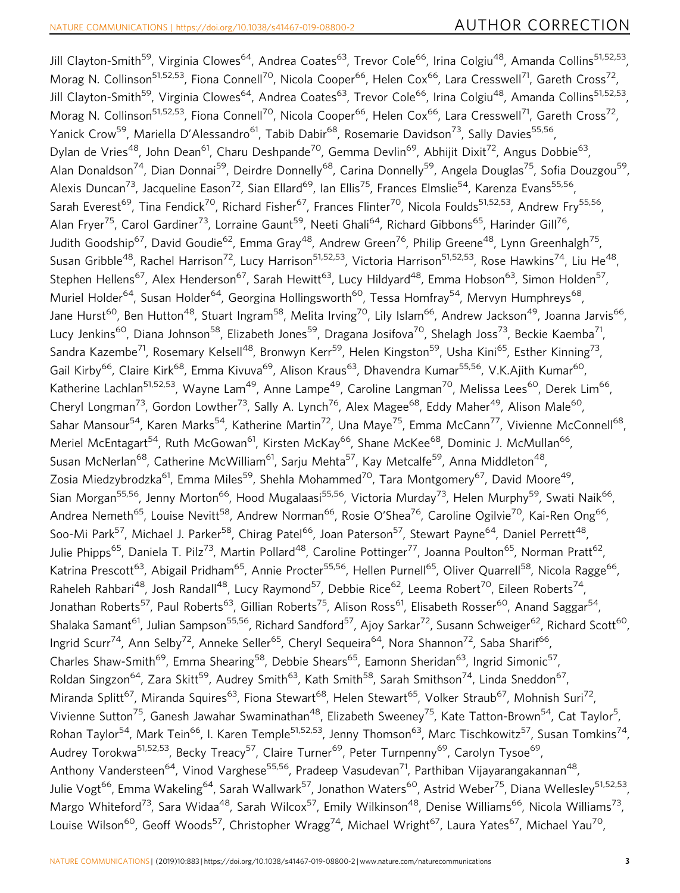Jill Clayton-Smith[59], Virginia Clowes[64], Andrea Coates[63], Trevor Cole[66], Irina Colgiu[48], Amanda Collins[51,52,53], Morag N. Collinson[51,52,53], Fiona Connell[70], Nicola Cooper[66], Helen Cox[66], Lara Cresswell[71], Gareth Cross[72], Jill Clayton-Smith[59], Virginia Clowes[64], Andrea Coates[63], Trevor Cole[66], Irina Colgiu[48], Amanda Collins[51,52,53], Morag N. Collinson[51,52,53], Fiona Connell[70], Nicola Cooper[66], Helen Cox[66], Lara Cresswell[71], Gareth Cross[72], Yanick Crow[59], Mariella D'Alessandro[61], Tabib Dabir[68], Rosemarie Davidson[73], Sally Davies[55,56], Dylan de Vries[48], John Dean[61], Charu Deshpande[70], Gemma Devlin[69], Abhijit Dixit[72], Angus Dobbie[63], Alan Donaldson[74], Dian Donnai[59], Deirdre Donnelly[68], Carina Donnelly[59], Angela Douglas[75], Sofia Douzgou[59], Alexis Duncan[73], Jacqueline Eason[72], Sian Ellard[69], Ian Ellis[75], Frances Elmslie[54], Karenza Evans[55,56], Sarah Everest[69], Tina Fendick[70], Richard Fisher[67], Frances Flinter[70], Nicola Foulds[51,52,53], Andrew Fry[55,56], Alan Fryer[75], Carol Gardiner[73], Lorraine Gaunt[59], Neeti Ghali[64], Richard Gibbons[65], Harinder Gill[76], Judith Goodship[67], David Goudie[62], Emma Gray[48], Andrew Green[76], Philip Greene[48], Lynn Greenhalgh[75], Susan Gribble[48], Rachel Harrison[72], Lucy Harrison[51,52,53], Victoria Harrison[51,52,53], Rose Hawkins[74], Liu He[48], Stephen Hellens[67], Alex Henderson[67], Sarah Hewitt[63], Lucy Hildyard[48], Emma Hobson[63], Simon Holden[57], Muriel Holder[64], Susan Holder[64], Georgina Hollingsworth[60], Tessa Homfray[54], Mervyn Humphreys[68], Jane Hurst[60], Ben Hutton[48], Stuart Ingram[58], Melita Irving[70], Lily Islam[66], Andrew Jackson[49], Joanna Jarvis[66], Lucy Jenkins[60], Diana Johnson[58], Elizabeth Jones[59], Dragana Josifova[70], Shelagh Joss[73], Beckie Kaemba[71], Sandra Kazembe[71], Rosemary Kelsell[48], Bronwyn Kerr[59], Helen Kingston[59], Usha Kini[65], Esther Kinning[73], Gail Kirby[66], Claire Kirk[68], Emma Kivuva[69], Alison Kraus[63], Dhavendra Kumar[55,56], V.K.Ajith Kumar[60], Katherine Lachlan[51,52,53], Wayne Lam[49], Anne Lampe[49], Caroline Langman[70], Melissa Lees[60], Derek Lim[66], Cheryl Longman[73], Gordon Lowther[73], Sally A. Lynch[76], Alex Magee[68], Eddy Maher[49], Alison Male[60], Sahar Mansour[54], Karen Marks[54], Katherine Martin[72], Una Maye[75], Emma McCann[77], Vivienne McConnell[68], Meriel McEntagart[54], Ruth McGowan[61], Kirsten McKay[66], Shane McKee[68], Dominic J. McMullan[66], Susan McNerlan[68], Catherine McWilliam[61], Sarju Mehta[57], Kay Metcalfe[59], Anna Middleton[48], Zosia Miedzybrodzka[61], Emma Miles[59], Shehla Mohammed[70], Tara Montgomery[67], David Moore[49], Sian Morgan[55,56], Jenny Morton[66], Hood Mugalaasi[55,56], Victoria Murday[73], Helen Murphy[59], Swati Naik[66], Andrea Nemeth[65], Louise Nevitt[58], Andrew Norman[66], Rosie O'Shea[76], Caroline Ogilvie[70], Kai-Ren Ong[66], Soo-Mi Park[57], Michael J. Parker[58], Chirag Patel[66], Joan Paterson[57], Stewart Payne[64], Daniel Perrett[48], Julie Phipps[65], Daniela T. Pilz[73], Martin Pollard[48], Caroline Pottinger[77], Joanna Poulton[65], Norman Pratt[62], Katrina Prescott[63], Abigail Pridham[65], Annie Procter[55,56], Hellen Purnell[65], Oliver Quarrell[58], Nicola Ragge[66], Raheleh Rahbari[48], Josh Randall[48], Lucy Raymond[57], Debbie Rice[62], Leema Robert[70], Eileen Roberts[74], Jonathan Roberts[57], Paul Roberts[63], Gillian Roberts[75], Alison Ross[61], Elisabeth Rosser[60], Anand Saggar[54], Shalaka Samant[61], Julian Sampson[55,56], Richard Sandford[57], Ajoy Sarkar[72], Susann Schweiger[62], Richard Scott[60], Ingrid Scurr[74], Ann Selby[72], Anneke Seller[65], Cheryl Sequeira[64], Nora Shannon[72], Saba Sharif[66], Charles Shaw-Smith[69], Emma Shearing[58], Debbie Shears[65], Eamonn Sheridan[63], Ingrid Simonic[57], Roldan Singzon[64], Zara Skitt[59], Audrey Smith[63], Kath Smith[58], Sarah Smithson[74], Linda Sneddon[67], Miranda Splitt[67], Miranda Squires[63], Fiona Stewart[68], Helen Stewart[65], Volker Straub[67], Mohnish Suri[72], Vivienne Sutton[75], Ganesh Jawahar Swaminathan[48], Elizabeth Sweeney[75], Kate Tatton-Brown[54], Cat Taylor[5], Rohan Taylor[54], Mark Tein[66], I. Karen Temple[51,52,53], Jenny Thomson[63], Marc Tischkowitz[57], Susan Tomkins[74], Audrey Torokwa[51,52,53], Becky Treacy[57], Claire Turner[69], Peter Turnpenny[69], Carolyn Tysoe[69], Anthony Vandersteen[64], Vinod Varghese[55,56], Pradeep Vasudevan[71], Parthiban Vijayarangakannan[48], Julie Vogt[66], Emma Wakeling[64], Sarah Wallwark[57], Jonathon Waters[60], Astrid Weber[75], Diana Wellesley[51,52,53], Margo Whiteford[73], Sara Widaa[48], Sarah Wilcox[57], Emily Wilkinson[48], Denise Williams[66], Nicola Williams[73], Louise Wilson[60], Geoff Woods[57], Christopher Wragg[74], Michael Wright[67], Laura Yates[67], Michael Yau[70],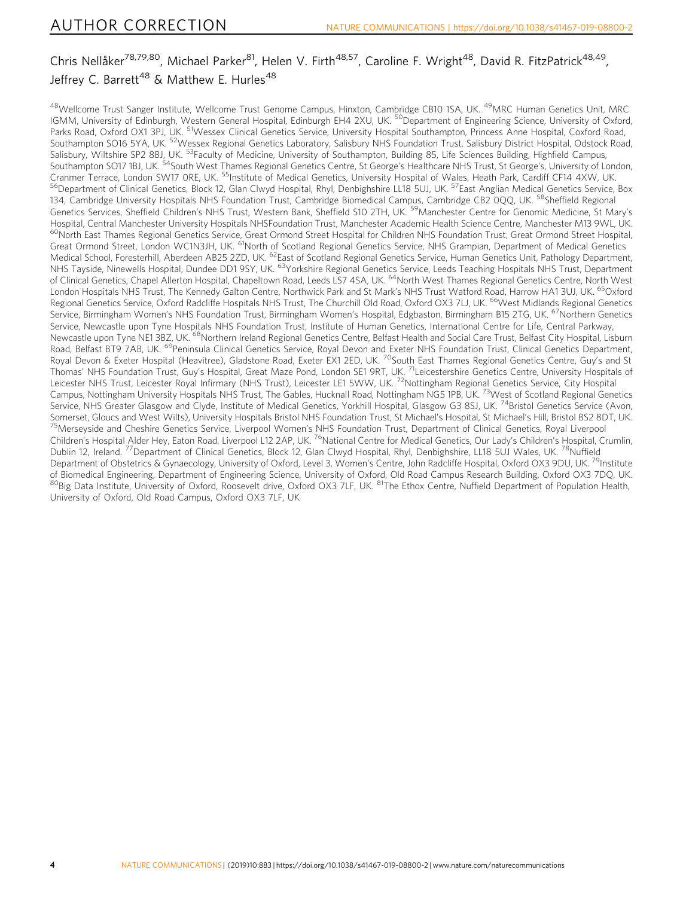Chris Nellåker[78,79,80], Michael Parker[81], Helen V. Firth[48,57], Caroline F. Wright[48], David R. FitzPatrick[48,49], Jeffrey C. Barrett[48] & Matthew E. Hurles[48]

[48]Wellcome Trust Sanger Institute, Wellcome Trust Genome Campus, Hinxton, Cambridge CB10 1SA, UK. [49]MRC Human Genetics Unit, MRC IGMM, University of Edinburgh, Western General Hospital, Edinburgh EH4 2XU, UK. [50]Department of Engineering Science, University of Oxford, Parks Road, Oxford OX1 3PJ, UK. [51]Wessex Clinical Genetics Service, University Hospital Southampton, Princess Anne Hospital, Coxford Road, Southampton SO16 5YA, UK. [52]Wessex Regional Genetics Laboratory, Salisbury NHS Foundation Trust, Salisbury District Hospital, Odstock Road, Salisbury, Wiltshire SP2 8BJ, UK. [53]Faculty of Medicine, University of Southampton, Building 85, Life Sciences Building, Highfield Campus, Southampton SO17 1BJ, UK. [54]South West Thames Regional Genetics Centre, St George's Healthcare NHS Trust, St George's, University of London, Cranmer Terrace, London SW17 0RE, UK. [55]Institute of Medical Genetics, University Hospital of Wales, Heath Park, Cardiff CF14 4XW, UK. [56]Department of Clinical Genetics, Block 12, Glan Clwyd Hospital, Rhyl, Denbighshire LL18 5UJ, UK. [57]East Anglian Medical Genetics Service, Box 134, Cambridge University Hospitals NHS Foundation Trust, Cambridge Biomedical Campus, Cambridge CB2 0QQ, UK. [58]Sheffield Regional Genetics Services, Sheffield Children's NHS Trust, Western Bank, Sheffield S10 2TH, UK. [59]Manchester Centre for Genomic Medicine, St Mary's Hospital, Central Manchester University Hospitals NHSFoundation Trust, Manchester Academic Health Science Centre, Manchester M13 9WL, UK. [60]North East Thames Regional Genetics Service, Great Ormond Street Hospital for Children NHS Foundation Trust, Great Ormond Street Hospital, Great Ormond Street, London WC1N3JH, UK. [61]North of Scotland Regional Genetics Service, NHS Grampian, Department of Medical Genetics Medical School, Foresterhill, Aberdeen AB25 2ZD, UK. [62]East of Scotland Regional Genetics Service, Human Genetics Unit, Pathology Department, NHS Tayside, Ninewells Hospital, Dundee DD1 9SY, UK. [63]Yorkshire Regional Genetics Service, Leeds Teaching Hospitals NHS Trust, Department of Clinical Genetics, Chapel Allerton Hospital, Chapeltown Road, Leeds LS7 4SA, UK. [64]North West Thames Regional Genetics Centre, North West London Hospitals NHS Trust, The Kennedy Galton Centre, Northwick Park and St Mark's NHS Trust Watford Road, Harrow HA1 3UJ, UK. [65]Oxford Regional Genetics Service, Oxford Radcliffe Hospitals NHS Trust, The Churchill Old Road, Oxford OX3 7LJ, UK. [66]West Midlands Regional Genetics Service, Birmingham Women's NHS Foundation Trust, Birmingham Women's Hospital, Edgbaston, Birmingham B15 2TG, UK. [67]Northern Genetics Service, Newcastle upon Tyne Hospitals NHS Foundation Trust, Institute of Human Genetics, International Centre for Life, Central Parkway, Newcastle upon Tyne NE1 3BZ, UK. [68]Northern Ireland Regional Genetics Centre, Belfast Health and Social Care Trust, Belfast City Hospital, Lisburn Road, Belfast BT9 7AB, UK. [69]Peninsula Clinical Genetics Service, Royal Devon and Exeter NHS Foundation Trust, Clinical Genetics Department, Royal Devon & Exeter Hospital (Heavitree), Gladstone Road, Exeter EX1 2ED, UK. [70]South East Thames Regional Genetics Centre, Guy's and St Thomas' NHS Foundation Trust, Guy's Hospital, Great Maze Pond, London SE1 9RT, UK. [71]Leicestershire Genetics Centre, University Hospitals of Leicester NHS Trust, Leicester Royal Infirmary (NHS Trust), Leicester LE1 5WW, UK. [72]Nottingham Regional Genetics Service, City Hospital Campus, Nottingham University Hospitals NHS Trust, The Gables, Hucknall Road, Nottingham NG5 1PB, UK. [73]West of Scotland Regional Genetics Service, NHS Greater Glasgow and Clyde, Institute of Medical Genetics, Yorkhill Hospital, Glasgow G3 8SJ, UK. [74]Bristol Genetics Service (Avon, Somerset, Gloucs and West Wilts), University Hospitals Bristol NHS Foundation Trust, St Michael's Hospital, St Michael's Hill, Bristol BS2 8DT, UK. [75]Merseyside and Cheshire Genetics Service, Liverpool Women's NHS Foundation Trust, Department of Clinical Genetics, Royal Liverpool Children's Hospital Alder Hey, Eaton Road, Liverpool L12 2AP, UK. [76]National Centre for Medical Genetics, Our Lady's Children's Hospital, Crumlin, Dublin 12, Ireland. [77]Department of Clinical Genetics, Block 12, Glan Clwyd Hospital, Rhyl, Denbighshire, LL18 5UJ Wales, UK. [78]Nuffield Department of Obstetrics & Gynaecology, University of Oxford, Level 3, Women's Centre, John Radcliffe Hospital, Oxford OX3 9DU, UK. [79]Institute of Biomedical Engineering, Department of Engineering Science, University of Oxford, Old Road Campus Research Building, Oxford OX3 7DQ, UK. [80]Big Data Institute, University of Oxford, Roosevelt drive, Oxford OX3 7LF, UK. [81]The Ethox Centre, Nuffield Department of Population Health, University of Oxford, Old Road Campus, Oxford OX3 7LF, UK